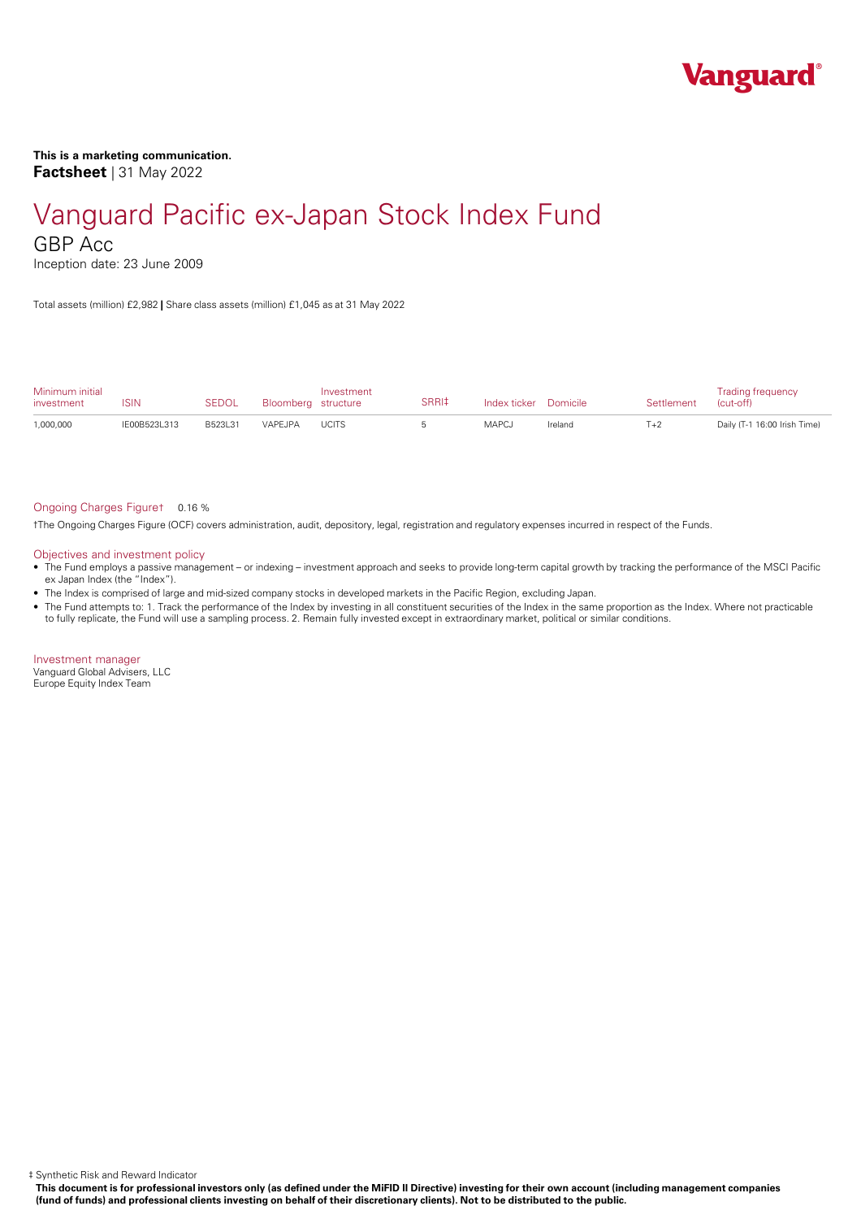**This is a marketing communication.**
**Factsheet** | 31 May 2022

# Vanguard Pacific ex-Japan Stock Index Fund

## GBP Acc

Inception date: 23 June 2009

Total assets (million) £2,982 | Share class assets (million) £1,045 as at 31 May 2022

| Minimum initial investment | ISIN | SEDOL | Bloomberg | Investment structure | SRRI‡ | Index ticker | Domicile | Settlement | Trading frequency (cut-off) |
|---|---|---|---|---|---|---|---|---|---|
| 1,000,000 | IE00B523L313 | B523L31 | VAPEJPA | UCITS | 5 | MAPCJ | Ireland | T+2 | Daily (T-1 16:00 Irish Time) |

Ongoing Charges Figure† 0.16 %

†The Ongoing Charges Figure (OCF) covers administration, audit, depository, legal, registration and regulatory expenses incurred in respect of the Funds.

### Objectives and investment policy

- The Fund employs a passive management – or indexing – investment approach and seeks to provide long-term capital growth by tracking the performance of the MSCI Pacific ex Japan Index (the "Index").
- The Index is comprised of large and mid-sized company stocks in developed markets in the Pacific Region, excluding Japan.
- The Fund attempts to: 1. Track the performance of the Index by investing in all constituent securities of the Index in the same proportion as the Index. Where not practicable to fully replicate, the Fund will use a sampling process. 2. Remain fully invested except in extraordinary market, political or similar conditions.

### Investment manager

Vanguard Global Advisers, LLC
Europe Equity Index Team

‡ Synthetic Risk and Reward Indicator

**This document is for professional investors only (as defined under the MiFID II Directive) investing for their own account (including management companies (fund of funds) and professional clients investing on behalf of their discretionary clients). Not to be distributed to the public.**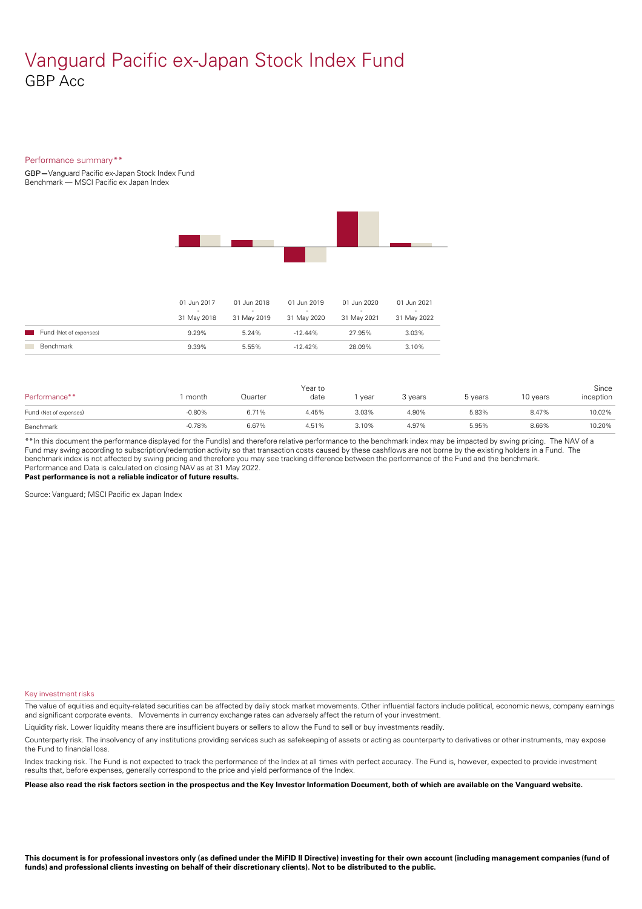// Vanguard Pacific ex-Japan Stock Index Fund

# Vanguard Pacific ex-Japan Stock Index Fund
## GBP Acc

### Performance summary**

GBP—Vanguard Pacific ex-Japan Stock Index Fund
Benchmark — MSCI Pacific ex Japan Index

| | 01 Jun 2017 - 31 May 2018 | 01 Jun 2018 - 31 May 2019 | 01 Jun 2019 - 31 May 2020 | 01 Jun 2020 - 31 May 2021 | 01 Jun 2021 - 31 May 2022 |
|---|---|---|---|---|---|
| Fund (Net of expenses) | 9.29% | 5.24% | -12.44% | 27.95% | 3.03% |
| Benchmark | 9.39% | 5.55% | -12.42% | 28.09% | 3.10% |

| Performance** | 1 month | Quarter | Year to date | 1 year | 3 years | 5 years | 10 years | Since inception |
|---|---|---|---|---|---|---|---|---|
| Fund (Net of expenses) | -0.80% | 6.71% | 4.45% | 3.03% | 4.90% | 5.83% | 8.47% | 10.02% |
| Benchmark | -0.78% | 6.67% | 4.51% | 3.10% | 4.97% | 5.95% | 8.66% | 10.20% |

**In this document the performance displayed for the Fund(s) and therefore relative performance to the benchmark index may be impacted by swing pricing. The NAV of a Fund may swing according to subscription/redemption activity so that transaction costs caused by these cashflows are not borne by the existing holders in a Fund. The benchmark index is not affected by swing pricing and therefore you may see tracking difference between the performance of the Fund and the benchmark.
Performance and Data is calculated on closing NAV as at 31 May 2022.
**Past performance is not a reliable indicator of future results.**

Source: Vanguard; MSCI Pacific ex Japan Index

### Key investment risks

The value of equities and equity-related securities can be affected by daily stock market movements. Other influential factors include political, economic news, company earnings and significant corporate events. Movements in currency exchange rates can adversely affect the return of your investment.

Liquidity risk. Lower liquidity means there are insufficient buyers or sellers to allow the Fund to sell or buy investments readily.

Counterparty risk. The insolvency of any institutions providing services such as safekeeping of assets or acting as counterparty to derivatives or other instruments, may expose the Fund to financial loss.

Index tracking risk. The Fund is not expected to track the performance of the Index at all times with perfect accuracy. The Fund is, however, expected to provide investment results that, before expenses, generally correspond to the price and yield performance of the Index.

**Please also read the risk factors section in the prospectus and the Key Investor Information Document, both of which are available on the Vanguard website.**

**This document is for professional investors only (as defined under the MiFID II Directive) investing for their own account (including management companies (fund of funds) and professional clients investing on behalf of their discretionary clients). Not to be distributed to the public.**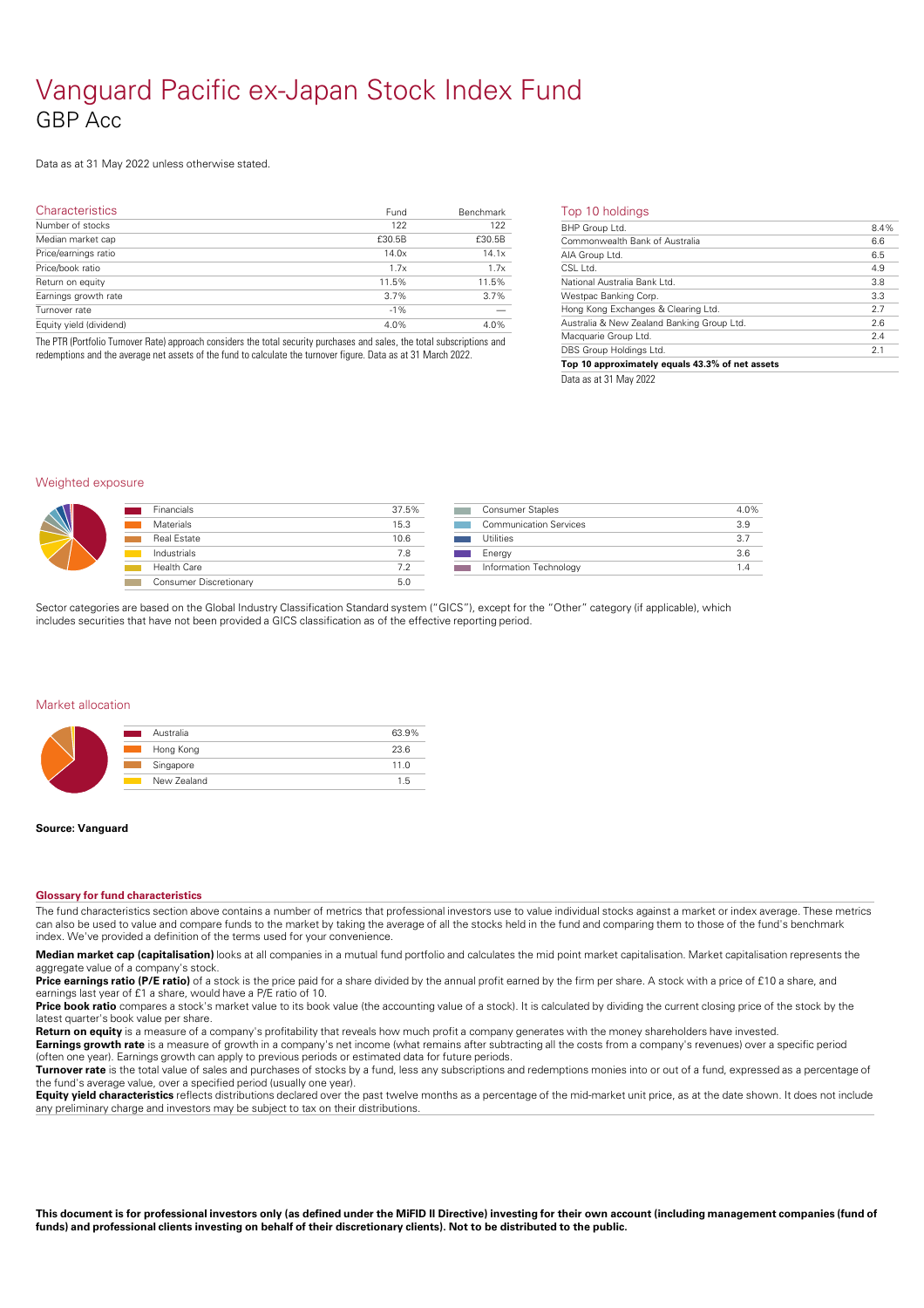# Vanguard Pacific ex-Japan Stock Index Fund
## GBP Acc

Data as at 31 May 2022 unless otherwise stated.

### Characteristics

| Characteristics | Fund | Benchmark |
|---|---|---|
| Number of stocks | 122 | 122 |
| Median market cap | £30.5B | £30.5B |
| Price/earnings ratio | 14.0x | 14.1x |
| Price/book ratio | 1.7x | 1.7x |
| Return on equity | 11.5% | 11.5% |
| Earnings growth rate | 3.7% | 3.7% |
| Turnover rate | -1% | — |
| Equity yield (dividend) | 4.0% | 4.0% |

The PTR (Portfolio Turnover Rate) approach considers the total security purchases and sales, the total subscriptions and redemptions and the average net assets of the fund to calculate the turnover figure. Data as at 31 March 2022.

### Top 10 holdings

| Top 10 holdings | |
|---|---|
| BHP Group Ltd. | 8.4% |
| Commonwealth Bank of Australia | 6.6 |
| AIA Group Ltd. | 6.5 |
| CSL Ltd. | 4.9 |
| National Australia Bank Ltd. | 3.8 |
| Westpac Banking Corp. | 3.3 |
| Hong Kong Exchanges & Clearing Ltd. | 2.7 |
| Australia & New Zealand Banking Group Ltd. | 2.6 |
| Macquarie Group Ltd. | 2.4 |
| DBS Group Holdings Ltd. | 2.1 |
| **Top 10 approximately equals 43.3% of net assets** | |

Data as at 31 May 2022

### Weighted exposure

| Sector | % |
|---|---|
| Financials | 37.5% |
| Materials | 15.3 |
| Real Estate | 10.6 |
| Industrials | 7.8 |
| Health Care | 7.2 |
| Consumer Discretionary | 5.0 |
| Consumer Staples | 4.0% |
| Communication Services | 3.9 |
| Utilities | 3.7 |
| Energy | 3.6 |
| Information Technology | 1.4 |

Sector categories are based on the Global Industry Classification Standard system ("GICS"), except for the "Other" category (if applicable), which includes securities that have not been provided a GICS classification as of the effective reporting period.

### Market allocation

| Market | % |
|---|---|
| Australia | 63.9% |
| Hong Kong | 23.6 |
| Singapore | 11.0 |
| New Zealand | 1.5 |

**Source: Vanguard**

#### Glossary for fund characteristics

The fund characteristics section above contains a number of metrics that professional investors use to value individual stocks against a market or index average. These metrics can also be used to value and compare funds to the market by taking the average of all the stocks held in the fund and comparing them to those of the fund's benchmark index. We've provided a definition of the terms used for your convenience.

**Median market cap (capitalisation)** looks at all companies in a mutual fund portfolio and calculates the mid point market capitalisation. Market capitalisation represents the aggregate value of a company's stock.

**Price earnings ratio (P/E ratio)** of a stock is the price paid for a share divided by the annual profit earned by the firm per share. A stock with a price of £10 a share, and earnings last year of £1 a share, would have a P/E ratio of 10.

**Price book ratio** compares a stock's market value to its book value (the accounting value of a stock). It is calculated by dividing the current closing price of the stock by the latest quarter's book value per share.

**Return on equity** is a measure of a company's profitability that reveals how much profit a company generates with the money shareholders have invested.

**Earnings growth rate** is a measure of growth in a company's net income (what remains after subtracting all the costs from a company's revenues) over a specific period (often one year). Earnings growth can apply to previous periods or estimated data for future periods.

**Turnover rate** is the total value of sales and purchases of stocks by a fund, less any subscriptions and redemptions monies into or out of a fund, expressed as a percentage of the fund's average value, over a specified period (usually one year).

**Equity yield characteristics** reflects distributions declared over the past twelve months as a percentage of the mid-market unit price, as at the date shown. It does not include any preliminary charge and investors may be subject to tax on their distributions.

**This document is for professional investors only (as defined under the MiFID II Directive) investing for their own account (including management companies (fund of funds) and professional clients investing on behalf of their discretionary clients). Not to be distributed to the public.**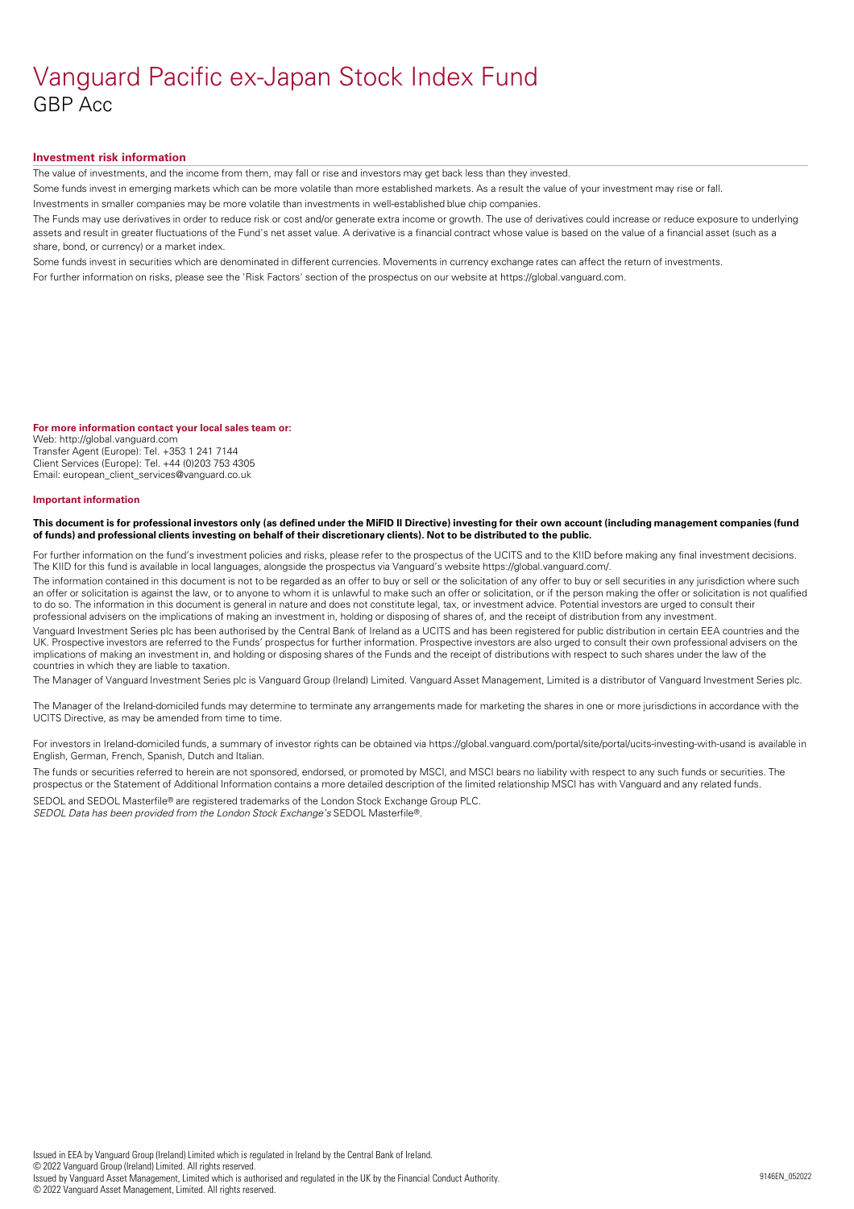# Vanguard Pacific ex-Japan Stock Index Fund

GBP Acc

## Investment risk information

The value of investments, and the income from them, may fall or rise and investors may get back less than they invested.

Some funds invest in emerging markets which can be more volatile than more established markets. As a result the value of your investment may rise or fall.

Investments in smaller companies may be more volatile than investments in well-established blue chip companies.

The Funds may use derivatives in order to reduce risk or cost and/or generate extra income or growth. The use of derivatives could increase or reduce exposure to underlying assets and result in greater fluctuations of the Fund's net asset value. A derivative is a financial contract whose value is based on the value of a financial asset (such as a share, bond, or currency) or a market index.

Some funds invest in securities which are denominated in different currencies. Movements in currency exchange rates can affect the return of investments.

For further information on risks, please see the 'Risk Factors' section of the prospectus on our website at https://global.vanguard.com.

**For more information contact your local sales team or:**
Web: http://global.vanguard.com
Transfer Agent (Europe): Tel. +353 1 241 7144
Client Services (Europe): Tel. +44 (0)203 753 4305
Email: european_client_services@vanguard.co.uk

**Important information**

**This document is for professional investors only (as defined under the MiFID II Directive) investing for their own account (including management companies (fund of funds) and professional clients investing on behalf of their discretionary clients). Not to be distributed to the public.**

For further information on the fund's investment policies and risks, please refer to the prospectus of the UCITS and to the KIID before making any final investment decisions. The KIID for this fund is available in local languages, alongside the prospectus via Vanguard's website https://global.vanguard.com/.

The information contained in this document is not to be regarded as an offer to buy or sell or the solicitation of any offer to buy or sell securities in any jurisdiction where such an offer or solicitation is against the law, or to anyone to whom it is unlawful to make such an offer or solicitation, or if the person making the offer or solicitation is not qualified to do so. The information in this document is general in nature and does not constitute legal, tax, or investment advice. Potential investors are urged to consult their professional advisers on the implications of making an investment in, holding or disposing of shares of, and the receipt of distribution from any investment.

Vanguard Investment Series plc has been authorised by the Central Bank of Ireland as a UCITS and has been registered for public distribution in certain EEA countries and the UK. Prospective investors are referred to the Funds' prospectus for further information. Prospective investors are also urged to consult their own professional advisers on the implications of making an investment in, and holding or disposing shares of the Funds and the receipt of distributions with respect to such shares under the law of the countries in which they are liable to taxation.

The Manager of Vanguard Investment Series plc is Vanguard Group (Ireland) Limited. Vanguard Asset Management, Limited is a distributor of Vanguard Investment Series plc.

The Manager of the Ireland-domiciled funds may determine to terminate any arrangements made for marketing the shares in one or more jurisdictions in accordance with the UCITS Directive, as may be amended from time to time.

For investors in Ireland-domiciled funds, a summary of investor rights can be obtained via https://global.vanguard.com/portal/site/portal/ucits-investing-with-usand is available in English, German, French, Spanish, Dutch and Italian.

The funds or securities referred to herein are not sponsored, endorsed, or promoted by MSCI, and MSCI bears no liability with respect to any such funds or securities. The prospectus or the Statement of Additional Information contains a more detailed description of the limited relationship MSCI has with Vanguard and any related funds.

SEDOL and SEDOL Masterfile® are registered trademarks of the London Stock Exchange Group PLC.
*SEDOL Data has been provided from the London Stock Exchange's* SEDOL Masterfile®.

Issued in EEA by Vanguard Group (Ireland) Limited which is regulated in Ireland by the Central Bank of Ireland.
© 2022 Vanguard Group (Ireland) Limited. All rights reserved.
Issued by Vanguard Asset Management, Limited which is authorised and regulated in the UK by the Financial Conduct Authority.
© 2022 Vanguard Asset Management, Limited. All rights reserved.

9146EN_052022